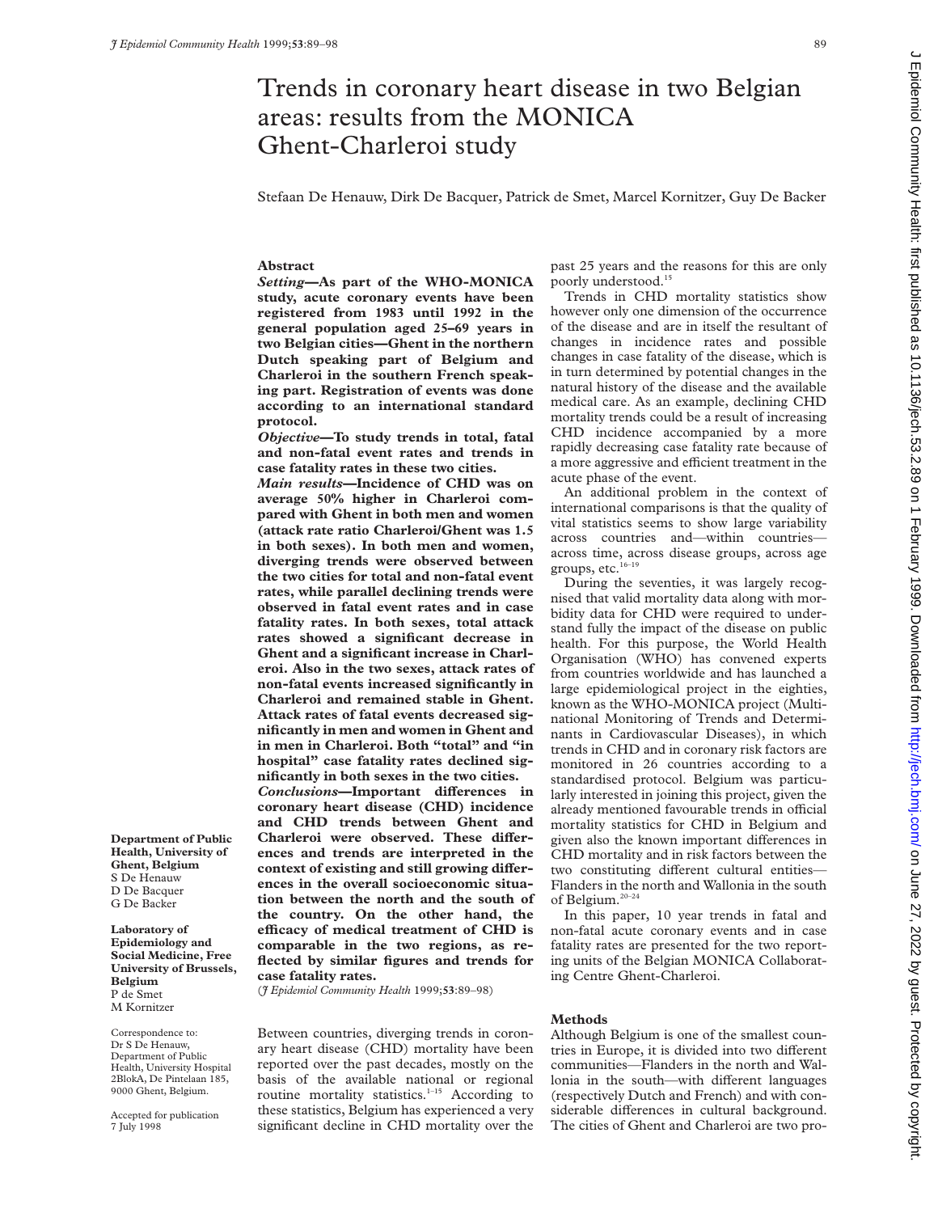# Trends in coronary heart disease in two Belgian areas: results from the MONICA Ghent-Charleroi study

Stefaan De Henauw, Dirk De Bacquer, Patrick de Smet, Marcel Kornitzer, Guy De Backer

**Department of Public Health, University of Ghent, Belgium**
S De Henauw
D De Bacquer
G De Backer

**Laboratory of Epidemiology and Social Medicine, Free University of Brussels, Belgium**
P de Smet
M Kornitzer

Correspondence to: Dr S De Henauw, Department of Public Health, University Hospital 2BlokA, De Pintelaan 185, 9000 Ghent, Belgium.

Accepted for publication 7 July 1998

## Abstract

***Setting*—As part of the WHO-MONICA study, acute coronary events have been registered from 1983 until 1992 in the general population aged 25–69 years in two Belgian cities—Ghent in the northern Dutch speaking part of Belgium and Charleroi in the southern French speaking part. Registration of events was done according to an international standard protocol.**

***Objective*—To study trends in total, fatal and non-fatal event rates and trends in case fatality rates in these two cities.**

***Main results*—Incidence of CHD was on average 50% higher in Charleroi compared with Ghent in both men and women (attack rate ratio Charleroi/Ghent was 1.5 in both sexes). In both men and women, diverging trends were observed between the two cities for total and non-fatal event rates, while parallel declining trends were observed in fatal event rates and in case fatality rates. In both sexes, total attack rates showed a significant decrease in Ghent and a significant increase in Charleroi. Also in the two sexes, attack rates of non-fatal events increased significantly in Charleroi and remained stable in Ghent. Attack rates of fatal events decreased significantly in men and women in Ghent and in men in Charleroi. Both "total" and "in hospital" case fatality rates declined significantly in both sexes in the two cities.**

***Conclusions*—Important differences in coronary heart disease (CHD) incidence and CHD trends between Ghent and Charleroi were observed. These differences and trends are interpreted in the context of existing and still growing differences in the overall socioeconomic situation between the north and the south of the country. On the other hand, the efficacy of medical treatment of CHD is comparable in the two regions, as reflected by similar figures and trends for case fatality rates.**

(*J Epidemiol Community Health* 1999;**53**:89–98)

Between countries, diverging trends in coronary heart disease (CHD) mortality have been reported over the past decades, mostly on the basis of the available national or regional routine mortality statistics.[1–15] According to these statistics, Belgium has experienced a very significant decline in CHD mortality over the past 25 years and the reasons for this are only poorly understood.[15]

Trends in CHD mortality statistics show however only one dimension of the occurrence of the disease and are in itself the resultant of changes in incidence rates and possible changes in case fatality of the disease, which is in turn determined by potential changes in the natural history of the disease and the available medical care. As an example, declining CHD mortality trends could be a result of increasing CHD incidence accompanied by a more rapidly decreasing case fatality rate because of a more aggressive and efficient treatment in the acute phase of the event.

An additional problem in the context of international comparisons is that the quality of vital statistics seems to show large variability across countries and—within countries—across time, across disease groups, across age groups, etc.[16–19]

During the seventies, it was largely recognised that valid mortality data along with morbidity data for CHD were required to understand fully the impact of the disease on public health. For this purpose, the World Health Organisation (WHO) has convened experts from countries worldwide and has launched a large epidemiological project in the eighties, known as the WHO-MONICA project (Multinational Monitoring of Trends and Determinants in Cardiovascular Diseases), in which trends in CHD and in coronary risk factors are monitored in 26 countries according to a standardised protocol. Belgium was particularly interested in joining this project, given the already mentioned favourable trends in official mortality statistics for CHD in Belgium and given also the known important differences in CHD mortality and in risk factors between the two constituting different cultural entities—Flanders in the north and Wallonia in the south of Belgium.[20–24]

In this paper, 10 year trends in fatal and non-fatal acute coronary events and in case fatality rates are presented for the two reporting units of the Belgian MONICA Collaborating Centre Ghent-Charleroi.

## Methods

Although Belgium is one of the smallest countries in Europe, it is divided into two different communities—Flanders in the north and Wallonia in the south—with different languages (respectively Dutch and French) and with considerable differences in cultural background. The cities of Ghent and Charleroi are two pro-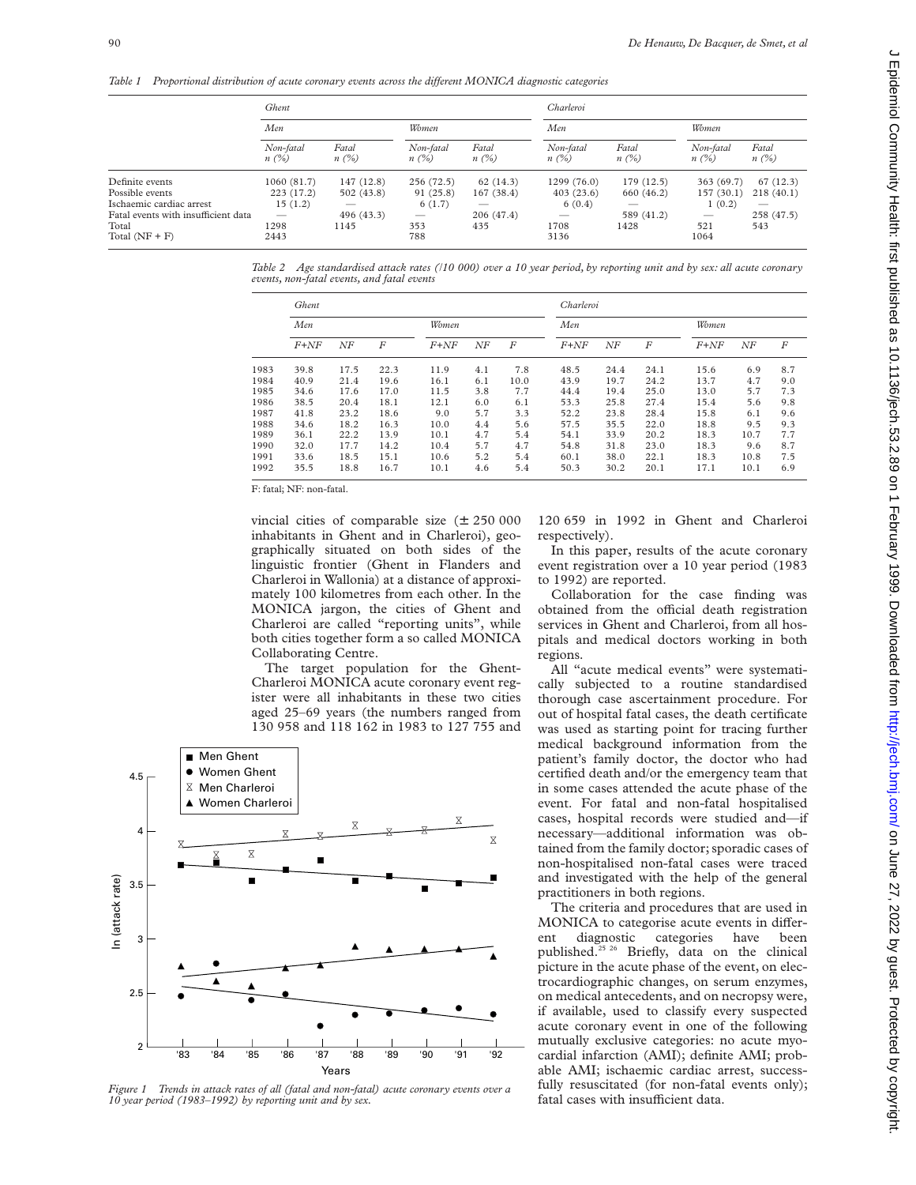*Table 1 Proportional distribution of acute coronary events across the different MONICA diagnostic categories*

| | Ghent | | | | Charleroi | | | |
|---|---|---|---|---|---|---|---|---|
| | Men | | Women | | Men | | Women | |
| | Non-fatal n (%) | Fatal n (%) | Non-fatal n (%) | Fatal n (%) | Non-fatal n (%) | Fatal n (%) | Non-fatal n (%) | Fatal n (%) |
| Definite events | 1060 (81.7) | 147 (12.8) | 256 (72.5) | 62 (14.3) | 1299 (76.0) | 179 (12.5) | 363 (69.7) | 67 (12.3) |
| Possible events | 223 (17.2) | 502 (43.8) | 91 (25.8) | 167 (38.4) | 403 (23.6) | 660 (46.2) | 157 (30.1) | 218 (40.1) |
| Ischaemic cardiac arrest | 15 (1.2) | — | 6 (1.7) | — | 6 (0.4) | — | 1 (0.2) | — |
| Fatal events with insufficient data | — | 496 (43.3) | — | 206 (47.4) | — | 589 (41.2) | — | 258 (47.5) |
| Total | 1298 | 1145 | 353 | 435 | 1708 | 1428 | 521 | 543 |
| Total (NF + F) | 2443 | | 788 | | 3136 | | 1064 | |

*Table 2 Age standardised attack rates (/10 000) over a 10 year period, by reporting unit and by sex: all acute coronary events, non-fatal events, and fatal events*

| | Ghent | | | | | | Charleroi | | | | | |
|---|---|---|---|---|---|---|---|---|---|---|---|---|
| | Men | | | Women | | | Men | | | Women | | |
| | F+NF | NF | F | F+NF | NF | F | F+NF | NF | F | F+NF | NF | F |
| 1983 | 39.8 | 17.5 | 22.3 | 11.9 | 4.1 | 7.8 | 48.5 | 24.4 | 24.1 | 15.6 | 6.9 | 8.7 |
| 1984 | 40.9 | 21.4 | 19.6 | 16.1 | 6.1 | 10.0 | 43.9 | 19.7 | 24.2 | 13.7 | 4.7 | 9.0 |
| 1985 | 34.6 | 17.6 | 17.0 | 11.5 | 3.8 | 7.7 | 44.4 | 19.4 | 25.0 | 13.0 | 5.7 | 7.3 |
| 1986 | 38.5 | 20.4 | 18.1 | 12.1 | 6.0 | 6.1 | 53.3 | 25.8 | 27.4 | 15.4 | 5.6 | 9.8 |
| 1987 | 41.8 | 23.2 | 18.6 | 9.0 | 5.7 | 3.3 | 52.2 | 23.8 | 28.4 | 15.8 | 6.1 | 9.6 |
| 1988 | 34.6 | 18.2 | 16.3 | 10.0 | 4.4 | 5.6 | 57.5 | 35.5 | 22.0 | 18.8 | 9.5 | 9.3 |
| 1989 | 36.1 | 22.2 | 13.9 | 10.1 | 4.7 | 5.4 | 54.1 | 33.9 | 20.2 | 18.3 | 10.7 | 7.7 |
| 1990 | 32.0 | 17.7 | 14.2 | 10.4 | 5.7 | 4.7 | 54.8 | 31.8 | 23.0 | 18.3 | 9.6 | 8.7 |
| 1991 | 33.6 | 18.5 | 15.1 | 10.6 | 5.2 | 5.4 | 60.1 | 38.0 | 22.1 | 18.3 | 10.8 | 7.5 |
| 1992 | 35.5 | 18.8 | 16.7 | 10.1 | 4.6 | 5.4 | 50.3 | 30.2 | 20.1 | 17.1 | 10.1 | 6.9 |

F: fatal; NF: non-fatal.

vincial cities of comparable size (± 250 000 inhabitants in Ghent and in Charleroi), geographically situated on both sides of the linguistic frontier (Ghent in Flanders and Charleroi in Wallonia) at a distance of approximately 100 kilometres from each other. In the MONICA jargon, the cities of Ghent and Charleroi are called "reporting units", while both cities together form a so called MONICA Collaborating Centre.

The target population for the Ghent-Charleroi MONICA acute coronary event register were all inhabitants in these two cities aged 25–69 years (the numbers ranged from 130 958 and 118 162 in 1983 to 127 755 and 120 659 in 1992 in Ghent and Charleroi respectively).

*Figure 1 Trends in attack rates of all (fatal and non-fatal) acute coronary events over a 10 year period (1983–1992) by reporting unit and by sex.*

In this paper, results of the acute coronary event registration over a 10 year period (1983 to 1992) are reported.

Collaboration for the case finding was obtained from the official death registration services in Ghent and Charleroi, from all hospitals and medical doctors working in both regions.

All "acute medical events" were systematically subjected to a routine standardised thorough case ascertainment procedure. For out of hospital fatal cases, the death certificate was used as starting point for tracing further medical background information from the patient's family doctor, the doctor who had certified death and/or the emergency team that in some cases attended the acute phase of the event. For fatal and non-fatal hospitalised cases, hospital records were studied and—if necessary—additional information was obtained from the family doctor; sporadic cases of non-hospitalised non-fatal cases were traced and investigated with the help of the general practitioners in both regions.

The criteria and procedures that are used in MONICA to categorise acute events in different diagnostic categories have been published.[25 26] Briefly, data on the clinical picture in the acute phase of the event, on electrocardiographic changes, on serum enzymes, on medical antecedents, and on necropsy were, if available, used to classify every suspected acute coronary event in one of the following mutually exclusive categories: no acute myocardial infarction (AMI); definite AMI; probable AMI; ischaemic cardiac arrest, successfully resuscitated (for non-fatal events only); fatal cases with insufficient data.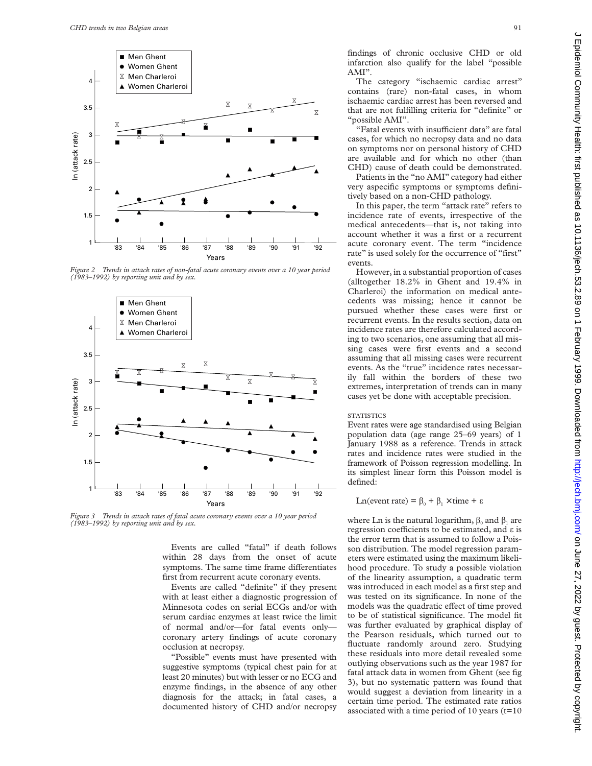*Figure 2 Trends in attack rates of non-fatal acute coronary events over a 10 year period (1983–1992) by reporting unit and by sex.*

*Figure 3 Trends in attack rates of fatal acute coronary events over a 10 year period (1983–1992) by reporting unit and by sex.*

Events are called "fatal" if death follows within 28 days from the onset of acute symptoms. The same time frame differentiates first from recurrent acute coronary events.

Events are called "definite" if they present with at least either a diagnostic progression of Minnesota codes on serial ECGs and/or with serum cardiac enzymes at least twice the limit of normal and/or—for fatal events only—coronary artery findings of acute coronary occlusion at necropsy.

"Possible" events must have presented with suggestive symptoms (typical chest pain for at least 20 minutes) but with lesser or no ECG and enzyme findings, in the absence of any other diagnosis for the attack; in fatal cases, a documented history of CHD and/or necropsy findings of chronic occlusive CHD or old infarction also qualify for the label "possible AMI".

The category "ischaemic cardiac arrest" contains (rare) non-fatal cases, in whom ischaemic cardiac arrest has been reversed and that are not fulfilling criteria for "definite" or "possible AMI".

"Fatal events with insufficient data" are fatal cases, for which no necropsy data and no data on symptoms nor on personal history of CHD are available and for which no other (than CHD) cause of death could be demonstrated.

Patients in the "no AMI" category had either very aspecific symptoms or symptoms definitively based on a non-CHD pathology.

In this paper, the term "attack rate" refers to incidence rate of events, irrespective of the medical antecedents—that is, not taking into account whether it was a first or a recurrent acute coronary event. The term "incidence rate" is used solely for the occurrence of "first" events.

However, in a substantial proportion of cases (alltogether 18.2% in Ghent and 19.4% in Charleroi) the information on medical antecedents was missing; hence it cannot be pursued whether these cases were first or recurrent events. In the results section, data on incidence rates are therefore calculated according to two scenarios, one assuming that all missing cases were first events and a second assuming that all missing cases were recurrent events. As the "true" incidence rates necessarily fall within the borders of these two extremes, interpretation of trends can in many cases yet be done with acceptable precision.

### STATISTICS

Event rates were age standardised using Belgian population data (age range 25–69 years) of 1 January 1988 as a reference. Trends in attack rates and incidence rates were studied in the framework of Poisson regression modelling. In its simplest linear form this Poisson model is defined:

$$\text{Ln(event rate)} = \beta_0 + \beta_1 \times \text{time} + \varepsilon$$

where Ln is the natural logarithm, $\beta_0$ and $\beta_1$ are regression coefficients to be estimated, and $\varepsilon$ is the error term that is assumed to follow a Poisson distribution. The model regression parameters were estimated using the maximum likelihood procedure. To study a possible violation of the linearity assumption, a quadratic term was introduced in each model as a first step and was tested on its significance. In none of the models was the quadratic effect of time proved to be of statistical significance. The model fit was further evaluated by graphical display of the Pearson residuals, which turned out to fluctuate randomly around zero. Studying these residuals into more detail revealed some outlying observations such as the year 1987 for fatal attack data in women from Ghent (see fig 3), but no systematic pattern was found that would suggest a deviation from linearity in a certain time period. The estimated rate ratios associated with a time period of 10 years (t=10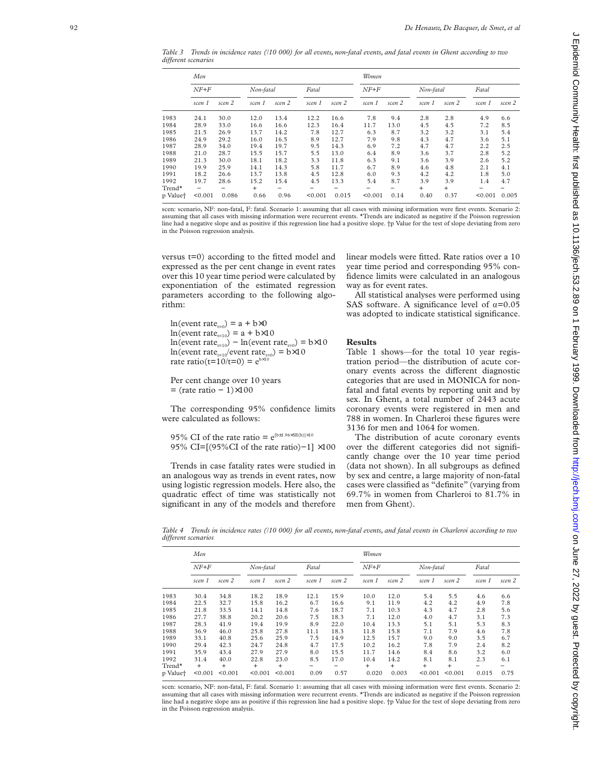*Table 3 Trends in incidence rates (/10 000) for all events, non-fatal events, and fatal events in Ghent according to two different scenarios*

| | Men | | | | | | Women | | | | | |
|---|---|---|---|---|---|---|---|---|---|---|---|---|
| | NF+F | | Non-fatal | | Fatal | | NF+F | | Non-fatal | | Fatal | |
| | scen 1 | scen 2 | scen 1 | scen 2 | scen 1 | scen 2 | scen 1 | scen 2 | scen 1 | scen 2 | scen 1 | scen 2 |
| 1983 | 24.1 | 30.0 | 12.0 | 13.4 | 12.2 | 16.6 | 7.8 | 9.4 | 2.8 | 2.8 | 4.9 | 6.6 |
| 1984 | 28.9 | 33.0 | 16.6 | 16.6 | 12.3 | 16.4 | 11.7 | 13.0 | 4.5 | 4.5 | 7.2 | 8.5 |
| 1985 | 21.5 | 26.9 | 13.7 | 14.2 | 7.8 | 12.7 | 6.3 | 8.7 | 3.2 | 3.2 | 3.1 | 5.4 |
| 1986 | 24.9 | 29.2 | 16.0 | 16.5 | 8.9 | 12.7 | 7.9 | 9.8 | 4.3 | 4.7 | 3.6 | 5.1 |
| 1987 | 28.9 | 34.0 | 19.4 | 19.7 | 9.5 | 14.3 | 6.9 | 7.2 | 4.7 | 4.7 | 2.2 | 2.5 |
| 1988 | 21.0 | 28.7 | 15.5 | 15.7 | 5.5 | 13.0 | 6.4 | 8.9 | 3.6 | 3.7 | 2.8 | 5.2 |
| 1989 | 21.3 | 30.0 | 18.1 | 18.2 | 3.3 | 11.8 | 6.3 | 9.1 | 3.6 | 3.9 | 2.6 | 5.2 |
| 1990 | 19.9 | 25.9 | 14.1 | 14.3 | 5.8 | 11.7 | 6.7 | 8.9 | 4.6 | 4.8 | 2.1 | 4.1 |
| 1991 | 18.2 | 26.6 | 13.7 | 13.8 | 4.5 | 12.8 | 6.0 | 9.3 | 4.2 | 4.2 | 1.8 | 5.0 |
| 1992 | 19.7 | 28.6 | 15.2 | 15.4 | 4.5 | 13.3 | 5.4 | 8.7 | 3.9 | 3.9 | 1.4 | 4.7 |
| Trend* | − | − | + | − | − | − | − | − | + | + | − | − |
| p Value† | <0.001 | 0.086 | 0.66 | 0.96 | <0.001 | 0.015 | <0.001 | 0.14 | 0.40 | 0.37 | <0.001 | 0.005 |

scen: scenario, NF: non-fatal, F: fatal. Scenario 1: assuming that all cases with missing information were first events. Scenario 2: assuming that all cases with missing information were recurrent events. *Trends are indicated as negative if the Poisson regression line had a negative slope and as positive if this regression line had a positive slope. †p Value for the test of slope deviating from zero in the Poisson regression analysis.

versus t=0) according to the fitted model and expressed as the per cent change in event rates over this 10 year time period were calculated by exponentiation of the estimated regression parameters according to the following algorithm:

$$\ln(\text{event rate}_{t=0}) = a + b\times0$$
$$\ln(\text{event rate}_{t=10}) = a + b\times10$$
$$\ln(\text{event rate}_{t=10}) - \ln(\text{event rate}_{t=0}) = b\times10$$
$$\ln(\text{event rate}_{t=10}/\text{event rate}_{t=0}) = b\times10$$
$$\text{rate ratio}(t=10/t=0) = e^{b\times10}$$

Per cent change over 10 years
= (rate ratio − 1)×100

The corresponding 95% confidence limits were calculated as follows:

$$95\%\ \text{CI of the rate ratio} = e^{[b\pm1.96\times SE(b)]\times10}$$
$$95\%\ \text{CI}=[(95\%\text{CI of the rate ratio})-1]\times100$$

Trends in case fatality rates were studied in an analogous way as trends in event rates, now using logistic regression models. Here also, the quadratic effect of time was statistically not significant in any of the models and therefore linear models were fitted. Rate ratios over a 10 year time period and corresponding 95% confidence limits were calculated in an analogous way as for event rates.

All statistical analyses were performed using SAS software. A significance level of $\alpha$=0.05 was adopted to indicate statistical significance.

## Results

Table 1 shows—for the total 10 year registration period—the distribution of acute coronary events across the different diagnostic categories that are used in MONICA for non-fatal and fatal events by reporting unit and by sex. In Ghent, a total number of 2443 acute coronary events were registered in men and 788 in women. In Charleroi these figures were 3136 for men and 1064 for women.

The distribution of acute coronary events over the different categories did not significantly change over the 10 year time period (data not shown). In all subgroups as defined by sex and centre, a large majority of non-fatal cases were classified as "definite" (varying from 69.7% in women from Charleroi to 81.7% in men from Ghent).

*Table 4 Trends in incidence rates (/10 000) for all events, non-fatal events, and fatal events in Charleroi according to two different scenarios*

| | Men | | | | | | Women | | | | | |
|---|---|---|---|---|---|---|---|---|---|---|---|---|
| | NF+F | | Non-fatal | | Fatal | | NF+F | | Non-fatal | | Fatal | |
| | scen 1 | scen 2 | scen 1 | scen 2 | scen 1 | scen 2 | scen 1 | scen 2 | scen 1 | scen 2 | scen 1 | scen 2 |
| 1983 | 30.4 | 34.8 | 18.2 | 18.9 | 12.1 | 15.9 | 10.0 | 12.0 | 5.4 | 5.5 | 4.6 | 6.6 |
| 1984 | 22.5 | 32.7 | 15.8 | 16.2 | 6.7 | 16.6 | 9.1 | 11.9 | 4.2 | 4.2 | 4.9 | 7.8 |
| 1985 | 21.8 | 33.5 | 14.1 | 14.8 | 7.6 | 18.7 | 7.1 | 10.3 | 4.3 | 4.7 | 2.8 | 5.6 |
| 1986 | 27.7 | 38.8 | 20.2 | 20.6 | 7.5 | 18.3 | 7.1 | 12.0 | 4.0 | 4.7 | 3.1 | 7.3 |
| 1987 | 28.3 | 41.9 | 19.4 | 19.9 | 8.9 | 22.0 | 10.4 | 13.3 | 5.1 | 5.1 | 5.3 | 8.3 |
| 1988 | 36.9 | 46.0 | 25.8 | 27.8 | 11.1 | 18.3 | 11.8 | 15.8 | 7.1 | 7.9 | 4.6 | 7.8 |
| 1989 | 33.1 | 40.8 | 25.6 | 25.9 | 7.5 | 14.9 | 12.5 | 15.7 | 9.0 | 9.0 | 3.5 | 6.7 |
| 1990 | 29.4 | 42.3 | 24.7 | 24.8 | 4.7 | 17.5 | 10.2 | 16.2 | 7.8 | 7.9 | 2.4 | 8.2 |
| 1991 | 35.9 | 43.4 | 27.9 | 27.9 | 8.0 | 15.5 | 11.7 | 14.6 | 8.4 | 8.6 | 3.2 | 6.0 |
| 1992 | 31.4 | 40.0 | 22.8 | 23.0 | 8.5 | 17.0 | 10.4 | 14.2 | 8.1 | 8.1 | 2.3 | 6.1 |
| Trend* | + | + | + | + | − | − | + | + | + | + | − | − |
| p Value† | <0.001 | <0.001 | <0.001 | <0.001 | 0.09 | 0.57 | 0.020 | 0.003 | <0.001 | <0.001 | 0.015 | 0.75 |

scen: scenario, NF: non-fatal, F: fatal. Scenario 1: assuming that all cases with missing information were first events. Scenario 2: assuming that all cases with missing information were recurrent events. *Trends are indicated as negative if the Poisson regression line had a negative slope ans as positive if this regression line had a positive slope. †p Value for the test of slope deviating from zero in the Poisson regression analysis.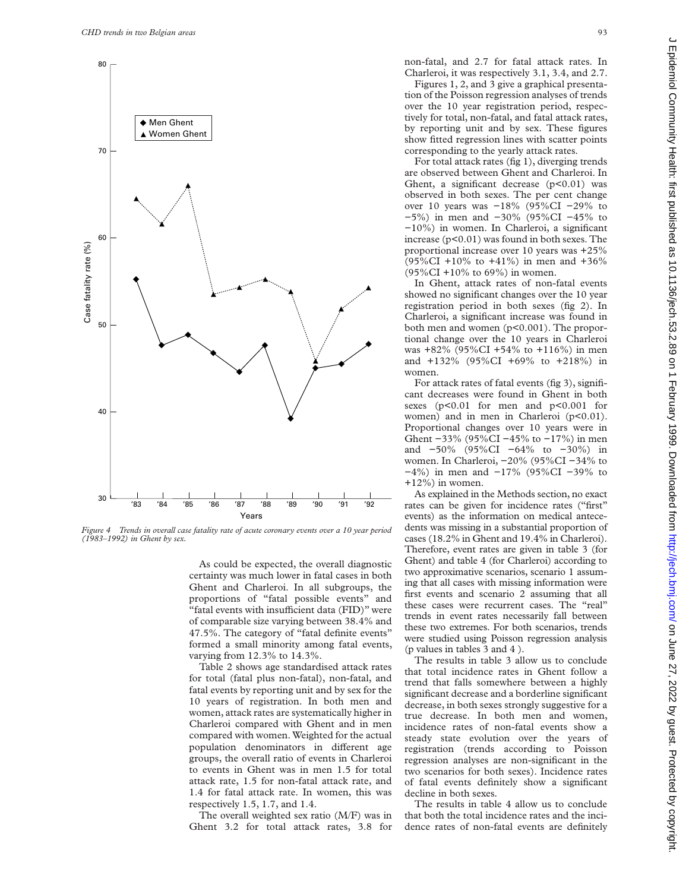Figure 4 Trends in overall case fatality rate of acute coronary events over a 10 year period (1983–1992) in Ghent by sex.

As could be expected, the overall diagnostic certainty was much lower in fatal cases in both Ghent and Charleroi. In all subgroups, the proportions of "fatal possible events" and "fatal events with insufficient data (FID)" were of comparable size varying between 38.4% and 47.5%. The category of "fatal definite events" formed a small minority among fatal events, varying from 12.3% to 14.3%.

Table 2 shows age standardised attack rates for total (fatal plus non-fatal), non-fatal, and fatal events by reporting unit and by sex for the 10 years of registration. In both men and women, attack rates are systematically higher in Charleroi compared with Ghent and in men compared with women. Weighted for the actual population denominators in different age groups, the overall ratio of events in Charleroi to events in Ghent was in men 1.5 for total attack rate, 1.5 for non-fatal attack rate, and 1.4 for fatal attack rate. In women, this was respectively 1.5, 1.7, and 1.4.

The overall weighted sex ratio (M/F) was in Ghent 3.2 for total attack rates, 3.8 for non-fatal, and 2.7 for fatal attack rates. In Charleroi, it was respectively 3.1, 3.4, and 2.7.

Figures 1, 2, and 3 give a graphical presentation of the Poisson regression analyses of trends over the 10 year registration period, respectively for total, non-fatal, and fatal attack rates, by reporting unit and by sex. These figures show fitted regression lines with scatter points corresponding to the yearly attack rates.

For total attack rates (fig 1), diverging trends are observed between Ghent and Charleroi. In Ghent, a significant decrease ($p<0.01$) was observed in both sexes. The per cent change over 10 years was −18% (95%CI −29% to −5%) in men and −30% (95%CI −45% to −10%) in women. In Charleroi, a significant increase ($p<0.01$) was found in both sexes. The proportional increase over 10 years was +25% (95%CI +10% to +41%) in men and +36% (95%CI +10% to 69%) in women.

In Ghent, attack rates of non-fatal events showed no significant changes over the 10 year registration period in both sexes (fig 2). In Charleroi, a significant increase was found in both men and women ($p<0.001$). The proportional change over the 10 years in Charleroi was +82% (95%CI +54% to +116%) in men and +132% (95%CI +69% to +218%) in women.

For attack rates of fatal events (fig 3), significant decreases were found in Ghent in both sexes ($p<0.01$ for men and $p<0.001$ for women) and in men in Charleroi ($p<0.01$). Proportional changes over 10 years were in Ghent −33% (95%CI −45% to −17%) in men and −50% (95%CI −64% to −30%) in women. In Charleroi, −20% (95%CI −34% to −4%) in men and −17% (95%CI −39% to +12%) in women.

As explained in the Methods section, no exact rates can be given for incidence rates ("first" events) as the information on medical antecedents was missing in a substantial proportion of cases (18.2% in Ghent and 19.4% in Charleroi). Therefore, event rates are given in table 3 (for Ghent) and table 4 (for Charleroi) according to two approximative scenarios, scenario 1 assuming that all cases with missing information were first events and scenario 2 assuming that all these cases were recurrent cases. The "real" trends in event rates necessarily fall between these two extremes. For both scenarios, trends were studied using Poisson regression analysis (p values in tables 3 and 4 ).

The results in table 3 allow us to conclude that total incidence rates in Ghent follow a trend that falls somewhere between a highly significant decrease and a borderline significant decrease, in both sexes strongly suggestive for a true decrease. In both men and women, incidence rates of non-fatal events show a steady state evolution over the years of registration (trends according to Poisson regression analyses are non-significant in the two scenarios for both sexes). Incidence rates of fatal events definitely show a significant decline in both sexes.

The results in table 4 allow us to conclude that both the total incidence rates and the incidence rates of non-fatal events are definitely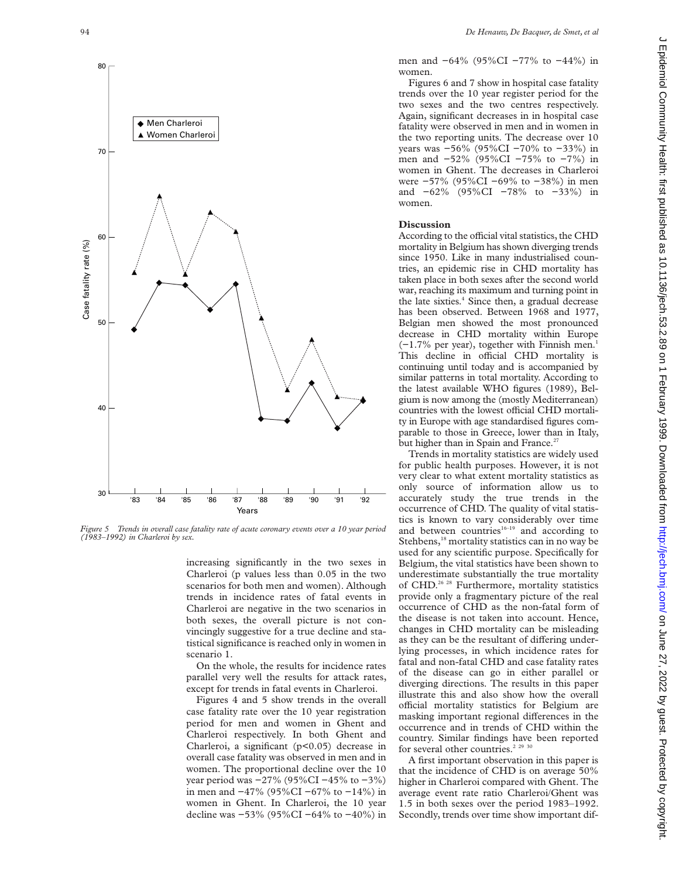Figure 5 Trends in overall case fatality rate of acute coronary events over a 10 year period (1983–1992) in Charleroi by sex.

increasing significantly in the two sexes in Charleroi (p values less than 0.05 in the two scenarios for both men and women). Although trends in incidence rates of fatal events in Charleroi are negative in the two scenarios in both sexes, the overall picture is not convincingly suggestive for a true decline and statistical significance is reached only in women in scenario 1.

On the whole, the results for incidence rates parallel very well the results for attack rates, except for trends in fatal events in Charleroi.

Figures 4 and 5 show trends in the overall case fatality rate over the 10 year registration period for men and women in Ghent and Charleroi respectively. In both Ghent and Charleroi, a significant ($p<0.05$) decrease in overall case fatality was observed in men and in women. The proportional decline over the 10 year period was −27% (95%CI −45% to −3%) in men and −47% (95%CI −67% to −14%) in women in Ghent. In Charleroi, the 10 year decline was −53% (95%CI −64% to −40%) in men and −64% (95%CI −77% to −44%) in women.

Figures 6 and 7 show in hospital case fatality trends over the 10 year register period for the two sexes and the two centres respectively. Again, significant decreases in in hospital case fatality were observed in men and in women in the two reporting units. The decrease over 10 years was −56% (95%CI −70% to −33%) in men and −52% (95%CI −75% to −7%) in women in Ghent. The decreases in Charleroi were −57% (95%CI −69% to −38%) in men and −62% (95%CI −78% to −33%) in women.

## Discussion

According to the official vital statistics, the CHD mortality in Belgium has shown diverging trends since 1950. Like in many industrialised countries, an epidemic rise in CHD mortality has taken place in both sexes after the second world war, reaching its maximum and turning point in the late sixties.[4] Since then, a gradual decrease has been observed. Between 1968 and 1977, Belgian men showed the most pronounced decrease in CHD mortality within Europe (−1.7% per year), together with Finnish men.[1] This decline in official CHD mortality is continuing until today and is accompanied by similar patterns in total mortality. According to the latest available WHO figures (1989), Belgium is now among the (mostly Mediterranean) countries with the lowest official CHD mortality in Europe with age standardised figures comparable to those in Greece, lower than in Italy, but higher than in Spain and France.[27]

Trends in mortality statistics are widely used for public health purposes. However, it is not very clear to what extent mortality statistics as only source of information allow us to accurately study the true trends in the occurrence of CHD. The quality of vital statistics is known to vary considerably over time and between countries[16–19] and according to Stehbens,[18] mortality statistics can in no way be used for any scientific purpose. Specifically for Belgium, the vital statistics have been shown to underestimate substantially the true mortality of CHD.[26 28] Furthermore, mortality statistics provide only a fragmentary picture of the real occurrence of CHD as the non-fatal form of the disease is not taken into account. Hence, changes in CHD mortality can be misleading as they can be the resultant of differing underlying processes, in which incidence rates for fatal and non-fatal CHD and case fatality rates of the disease can go in either parallel or diverging directions. The results in this paper illustrate this and also show how the overall official mortality statistics for Belgium are masking important regional differences in the occurrence and in trends of CHD within the country. Similar findings have been reported for several other countries.[2 29 30]

A first important observation in this paper is that the incidence of CHD is on average 50% higher in Charleroi compared with Ghent. The average event rate ratio Charleroi/Ghent was 1.5 in both sexes over the period 1983–1992. Secondly, trends over time show important dif-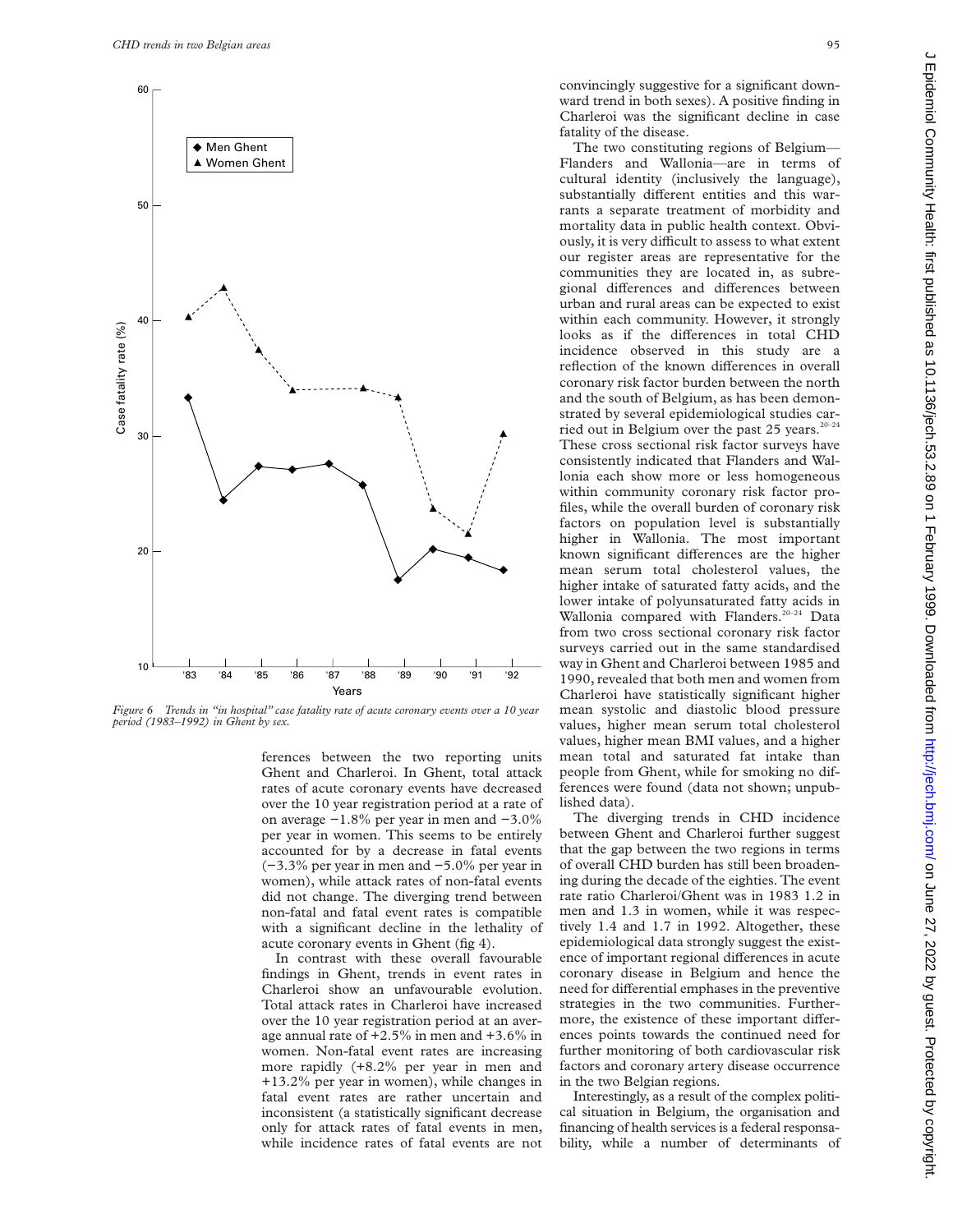Figure 6 Trends in "in hospital" case fatality rate of acute coronary events over a 10 year period (1983–1992) in Ghent by sex.

ferences between the two reporting units Ghent and Charleroi. In Ghent, total attack rates of acute coronary events have decreased over the 10 year registration period at a rate of on average −1.8% per year in men and −3.0% per year in women. This seems to be entirely accounted for by a decrease in fatal events (−3.3% per year in men and −5.0% per year in women), while attack rates of non-fatal events did not change. The diverging trend between non-fatal and fatal event rates is compatible with a significant decline in the lethality of acute coronary events in Ghent (fig 4).

In contrast with these overall favourable findings in Ghent, trends in event rates in Charleroi show an unfavourable evolution. Total attack rates in Charleroi have increased over the 10 year registration period at an average annual rate of +2.5% in men and +3.6% in women. Non-fatal event rates are increasing more rapidly (+8.2% per year in men and +13.2% per year in women), while changes in fatal event rates are rather uncertain and inconsistent (a statistically significant decrease only for attack rates of fatal events in men, while incidence rates of fatal events are not convincingly suggestive for a significant downward trend in both sexes). A positive finding in Charleroi was the significant decline in case fatality of the disease.

The two constituting regions of Belgium—Flanders and Wallonia—are in terms of cultural identity (inclusively the language), substantially different entities and this warrants a separate treatment of morbidity and mortality data in public health context. Obviously, it is very difficult to assess to what extent our register areas are representative for the communities they are located in, as subregional differences and differences between urban and rural areas can be expected to exist within each community. However, it strongly looks as if the differences in total CHD incidence observed in this study are a reflection of the known differences in overall coronary risk factor burden between the north and the south of Belgium, as has been demonstrated by several epidemiological studies carried out in Belgium over the past 25 years.[20–24] These cross sectional risk factor surveys have consistently indicated that Flanders and Wallonia each show more or less homogeneous within community coronary risk factor profiles, while the overall burden of coronary risk factors on population level is substantially higher in Wallonia. The most important known significant differences are the higher mean serum total cholesterol values, the higher intake of saturated fatty acids, and the lower intake of polyunsaturated fatty acids in Wallonia compared with Flanders.[20–24] Data from two cross sectional coronary risk factor surveys carried out in the same standardised way in Ghent and Charleroi between 1985 and 1990, revealed that both men and women from Charleroi have statistically significant higher mean systolic and diastolic blood pressure values, higher mean serum total cholesterol values, higher mean BMI values, and a higher mean total and saturated fat intake than people from Ghent, while for smoking no differences were found (data not shown; unpublished data).

The diverging trends in CHD incidence between Ghent and Charleroi further suggest that the gap between the two regions in terms of overall CHD burden has still been broadening during the decade of the eighties. The event rate ratio Charleroi/Ghent was in 1983 1.2 in men and 1.3 in women, while it was respectively 1.4 and 1.7 in 1992. Altogether, these epidemiological data strongly suggest the existence of important regional differences in acute coronary disease in Belgium and hence the need for differential emphases in the preventive strategies in the two communities. Furthermore, the existence of these important differences points towards the continued need for further monitoring of both cardiovascular risk factors and coronary artery disease occurrence in the two Belgian regions.

Interestingly, as a result of the complex political situation in Belgium, the organisation and financing of health services is a federal responsability, while a number of determinants of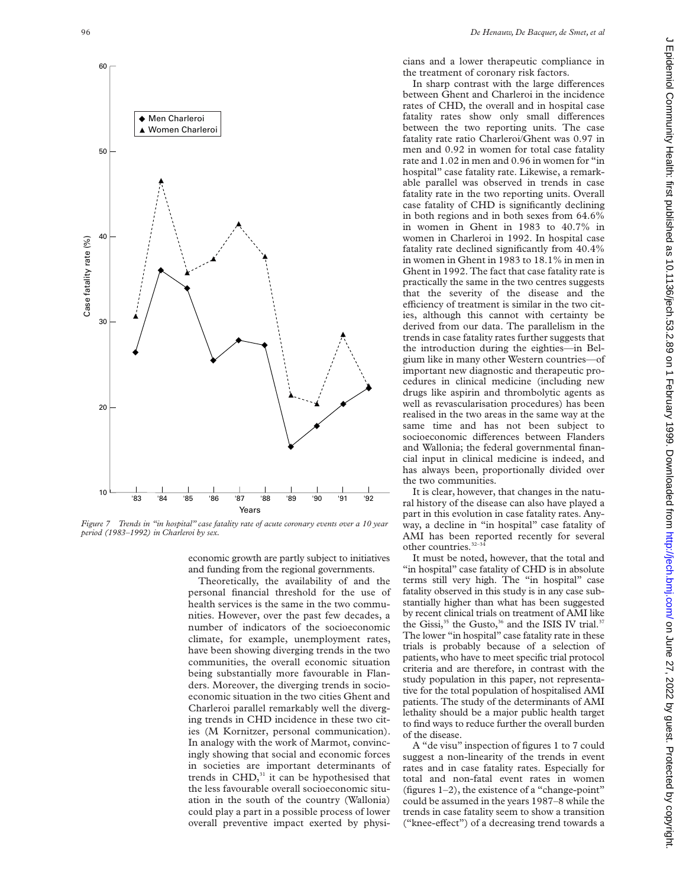*Figure 7 Trends in "in hospital" case fatality rate of acute coronary events over a 10 year period (1983–1992) in Charleroi by sex.*

economic growth are partly subject to initiatives and funding from the regional governments.

Theoretically, the availability of and the personal financial threshold for the use of health services is the same in the two communities. However, over the past few decades, a number of indicators of the socioeconomic climate, for example, unemployment rates, have been showing diverging trends in the two communities, the overall economic situation being substantially more favourable in Flanders. Moreover, the diverging trends in socioeconomic situation in the two cities Ghent and Charleroi parallel remarkably well the diverging trends in CHD incidence in these two cities (M Kornitzer, personal communication). In analogy with the work of Marmot, convincingly showing that social and economic forces in societies are important determinants of trends in CHD,[31] it can be hypothesised that the less favourable overall socioeconomic situation in the south of the country (Wallonia) could play a part in a possible process of lower overall preventive impact exerted by physicians and a lower therapeutic compliance in the treatment of coronary risk factors.

In sharp contrast with the large differences between Ghent and Charleroi in the incidence rates of CHD, the overall and in hospital case fatality rates show only small differences between the two reporting units. The case fatality rate ratio Charleroi/Ghent was 0.97 in men and 0.92 in women for total case fatality rate and 1.02 in men and 0.96 in women for "in hospital" case fatality rate. Likewise, a remarkable parallel was observed in trends in case fatality rate in the two reporting units. Overall case fatality of CHD is significantly declining in both regions and in both sexes from 64.6% in women in Ghent in 1983 to 40.7% in women in Charleroi in 1992. In hospital case fatality rate declined significantly from 40.4% in women in Ghent in 1983 to 18.1% in men in Ghent in 1992. The fact that case fatality rate is practically the same in the two centres suggests that the severity of the disease and the efficiency of treatment is similar in the two cities, although this cannot with certainty be derived from our data. The parallelism in the trends in case fatality rates further suggests that the introduction during the eighties—in Belgium like in many other Western countries—of important new diagnostic and therapeutic procedures in clinical medicine (including new drugs like aspirin and thrombolytic agents as well as revascularisation procedures) has been realised in the two areas in the same way at the same time and has not been subject to socioeconomic differences between Flanders and Wallonia; the federal governmental financial input in clinical medicine is indeed, and has always been, proportionally divided over the two communities.

It is clear, however, that changes in the natural history of the disease can also have played a part in this evolution in case fatality rates. Anyway, a decline in "in hospital" case fatality of AMI has been reported recently for several other countries.[32–34]

It must be noted, however, that the total and "in hospital" case fatality of CHD is in absolute terms still very high. The "in hospital" case fatality observed in this study is in any case substantially higher than what has been suggested by recent clinical trials on treatment of AMI like the Gissi,[35] the Gusto,[36] and the ISIS IV trial.[37] The lower "in hospital" case fatality rate in these trials is probably because of a selection of patients, who have to meet specific trial protocol criteria and are therefore, in contrast with the study population in this paper, not representative for the total population of hospitalised AMI patients. The study of the determinants of AMI lethality should be a major public health target to find ways to reduce further the overall burden of the disease.

A "de visu" inspection of figures 1 to 7 could suggest a non-linearity of the trends in event rates and in case fatality rates. Especially for total and non-fatal event rates in women (figures 1–2), the existence of a "change-point" could be assumed in the years 1987–8 while the trends in case fatality seem to show a transition ("knee-effect") of a decreasing trend towards a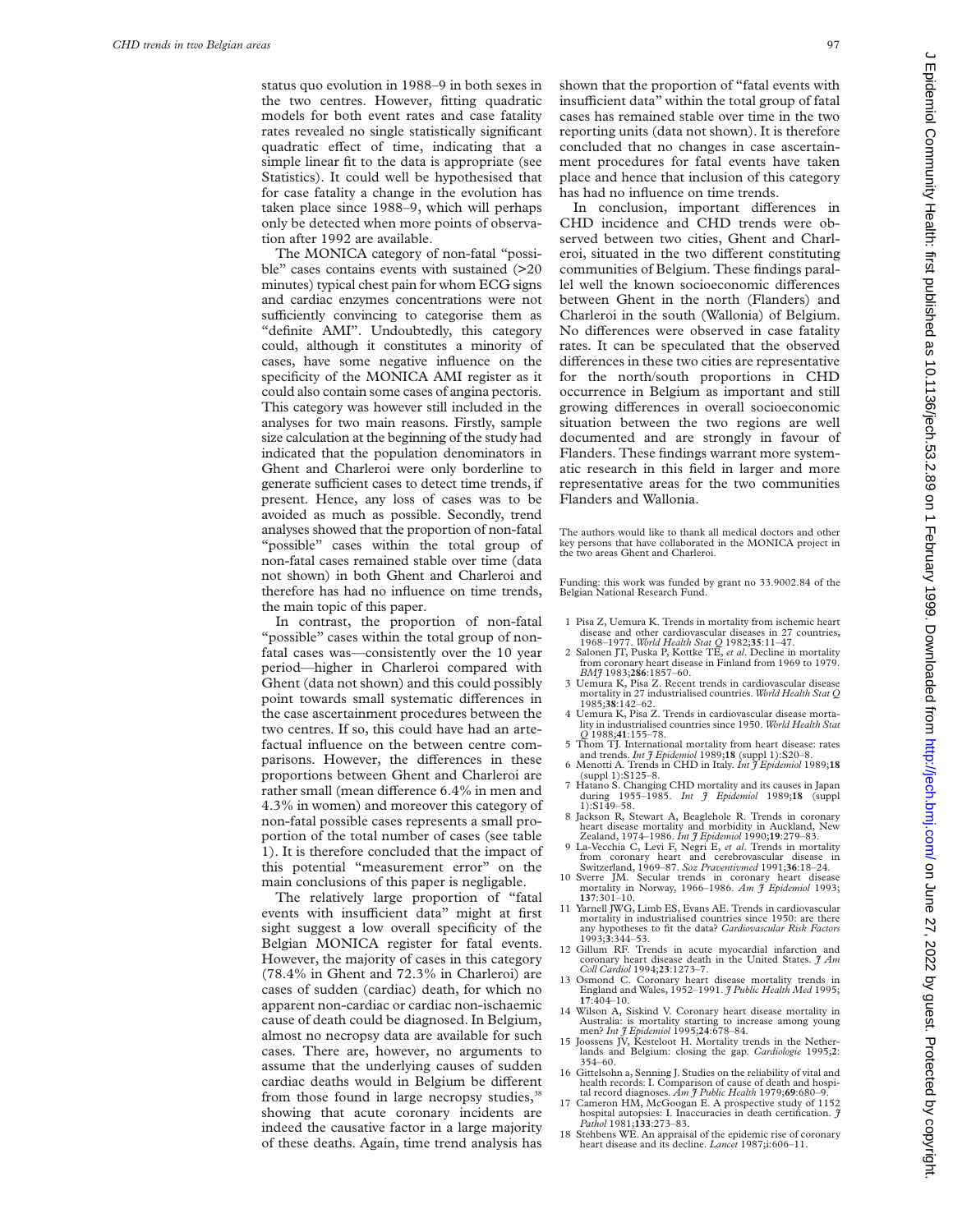status quo evolution in 1988–9 in both sexes in the two centres. However, fitting quadratic models for both event rates and case fatality rates revealed no single statistically significant quadratic effect of time, indicating that a simple linear fit to the data is appropriate (see Statistics). It could well be hypothesised that for case fatality a change in the evolution has taken place since 1988–9, which will perhaps only be detected when more points of observation after 1992 are available.

The MONICA category of non-fatal "possible" cases contains events with sustained (>20 minutes) typical chest pain for whom ECG signs and cardiac enzymes concentrations were not sufficiently convincing to categorise them as "definite AMI". Undoubtedly, this category could, although it constitutes a minority of cases, have some negative influence on the specificity of the MONICA AMI register as it could also contain some cases of angina pectoris. This category was however still included in the analyses for two main reasons. Firstly, sample size calculation at the beginning of the study had indicated that the population denominators in Ghent and Charleroi were only borderline to generate sufficient cases to detect time trends, if present. Hence, any loss of cases was to be avoided as much as possible. Secondly, trend analyses showed that the proportion of non-fatal "possible" cases within the total group of non-fatal cases remained stable over time (data not shown) in both Ghent and Charleroi and therefore has had no influence on time trends, the main topic of this paper.

In contrast, the proportion of non-fatal "possible" cases within the total group of non-fatal cases was—consistently over the 10 year period—higher in Charleroi compared with Ghent (data not shown) and this could possibly point towards small systematic differences in the case ascertainment procedures between the two centres. If so, this could have had an artefactual influence on the between centre comparisons. However, the differences in these proportions between Ghent and Charleroi are rather small (mean difference 6.4% in men and 4.3% in women) and moreover this category of non-fatal possible cases represents a small proportion of the total number of cases (see table 1). It is therefore concluded that the impact of this potential "measurement error" on the main conclusions of this paper is negligable.

The relatively large proportion of "fatal events with insufficient data" might at first sight suggest a low overall specificity of the Belgian MONICA register for fatal events. However, the majority of cases in this category (78.4% in Ghent and 72.3% in Charleroi) are cases of sudden (cardiac) death, for which no apparent non-cardiac or cardiac non-ischaemic cause of death could be diagnosed. In Belgium, almost no necropsy data are available for such cases. There are, however, no arguments to assume that the underlying causes of sudden cardiac deaths would in Belgium be different from those found in large necropsy studies,[38] showing that acute coronary incidents are indeed the causative factor in a large majority of these deaths. Again, time trend analysis has shown that the proportion of "fatal events with insufficient data" within the total group of fatal cases has remained stable over time in the two reporting units (data not shown). It is therefore concluded that no changes in case ascertainment procedures for fatal events have taken place and hence that inclusion of this category has had no influence on time trends.

In conclusion, important differences in CHD incidence and CHD trends were observed between two cities, Ghent and Charleroi, situated in the two different constituting communities of Belgium. These findings parallel well the known socioeconomic differences between Ghent in the north (Flanders) and Charleroi in the south (Wallonia) of Belgium. No differences were observed in case fatality rates. It can be speculated that the observed differences in these two cities are representative for the north/south proportions in CHD occurrence in Belgium as important and still growing differences in overall socioeconomic situation between the two regions are well documented and are strongly in favour of Flanders. These findings warrant more systematic research in this field in larger and more representative areas for the two communities Flanders and Wallonia.

The authors would like to thank all medical doctors and other key persons that have collaborated in the MONICA project in the two areas Ghent and Charleroi.

Funding: this work was funded by grant no 33.9002.84 of the Belgian National Research Fund.

1. Pisa Z, Uemura K. Trends in mortality from ischemic heart disease and other cardiovascular diseases in 27 countries, 1968–1977. *World Health Stat Q* 1982;**35**:11–47.
2. Salonen JT, Puska P, Kottke TE, *et al*. Decline in mortality from coronary heart disease in Finland from 1969 to 1979. *BMJ* 1983;**286**:1857–60.
3. Uemura K, Pisa Z. Recent trends in cardiovascular disease mortality in 27 industrialised countries. *World Health Stat Q* 1985;**38**:142–62.
4. Uemura K, Pisa Z. Trends in cardiovascular disease mortality in industrialised countries since 1950. *World Health Stat Q* 1988;**41**:155–78.
5. Thom TJ. International mortality from heart disease: rates and trends. *Int J Epidemiol* 1989;**18** (suppl 1):S20–8.
6. Menotti A. Trends in CHD in Italy. *Int J Epidemiol* 1989;**18** (suppl 1):S125–8.
7. Hatano S. Changing CHD mortality and its causes in Japan during 1955–1985. *Int J Epidemiol* 1989;**18** (suppl 1):S149–58.
8. Jackson R, Stewart A, Beaglehole R. Trends in coronary heart disease mortality and morbidity in Auckland, New Zealand, 1974–1986. *Int J Epidemiol* 1990;**19**:279–83.
9. La-Vecchia C, Levi F, Negri E, *et al*. Trends in mortality from coronary heart and cerebrovascular disease in Switzerland, 1969–87. *Soz Praventivmed* 1991;**36**:18–24.
10. Sverre JM. Secular trends in coronary heart disease mortality in Norway, 1966–1986. *Am J Epidemiol* 1993; **137**:301–10.
11. Yarnell JWG, Limb ES, Evans AE. Trends in cardiovascular mortality in industrialised countries since 1950: are there any hypotheses to fit the data? *Cardiovascular Risk Factors* 1993;**3**:344–53.
12. Gillum RF. Trends in acute myocardial infarction and coronary heart disease death in the United States. *J Am Coll Cardiol* 1994;**23**:1273–7.
13. Osmond C. Coronary heart disease mortality trends in England and Wales, 1952–1991. *J Public Health Med* 1995; **17**:404–10.
14. Wilson A, Siskind V. Coronary heart disease mortality in Australia: is mortality starting to increase among young men? *Int J Epidemiol* 1995;**24**:678–84.
15. Joossens JV, Kesteloot H. Mortality trends in the Netherlands and Belgium: closing the gap. *Cardiologie* 1995;**2**: 354–60.
16. Gittelsohn a, Senning J. Studies on the reliability of vital and health records: I. Comparison of cause of death and hospital record diagnoses. *Am J Public Health* 1979;**69**:680–9.
17. Cameron HM, McGoogan E. A prospective study of 1152 hospital autopsies: I. Inaccuracies in death certification. *J Pathol* 1981;**133**:273–83.
18. Stehbens WE. An appraisal of the epidemic rise of coronary heart disease and its decline. *Lancet* 1987;i:606–11.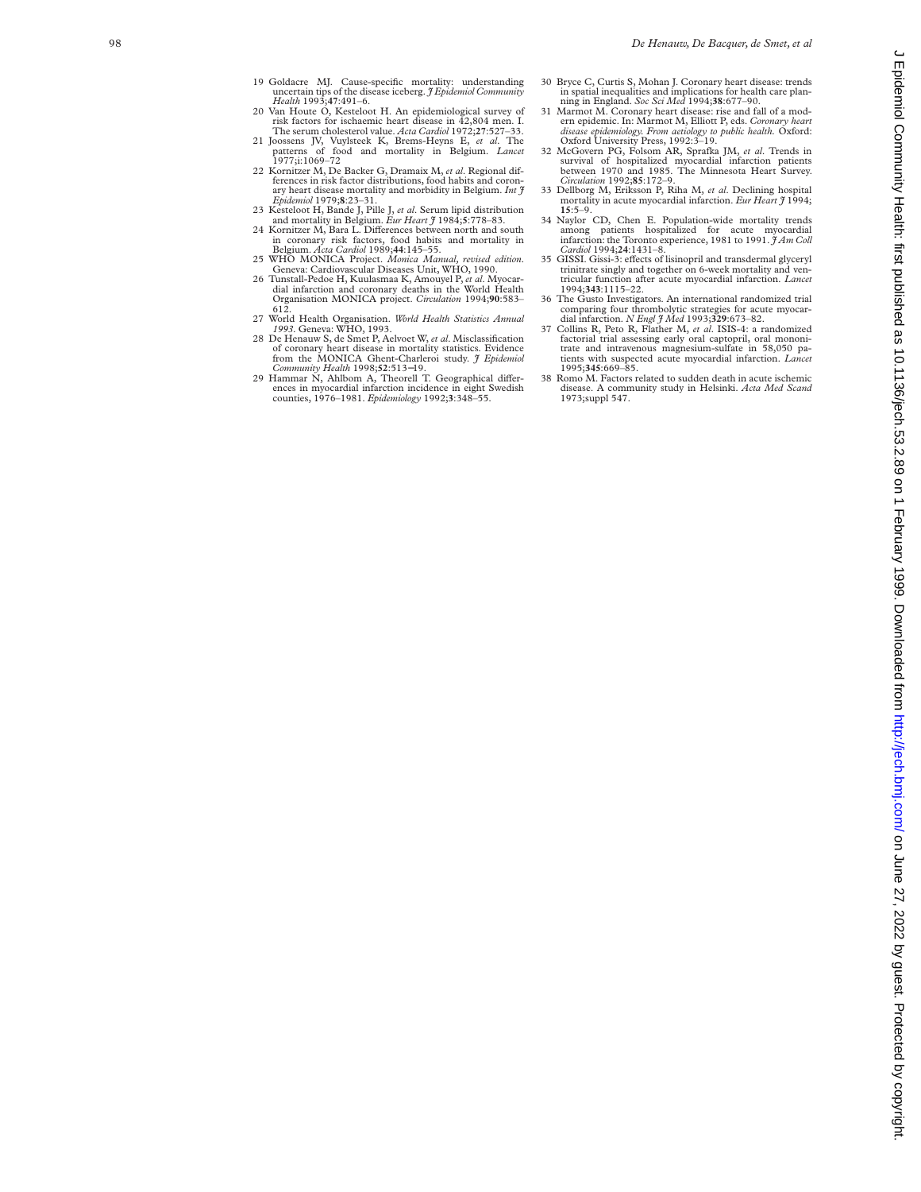19 Goldacre MJ. Cause-specific mortality: understanding uncertain tips of the disease iceberg. *J Epidemiol Community Health* 1993;**47**:491–6.

20 Van Houte O, Kesteloot H. An epidemiological survey of risk factors for ischaemic heart disease in 42,804 men. I. The serum cholesterol value. *Acta Cardiol* 1972;**27**:527–33.

21 Joossens JV, Vuylsteek K, Brems-Heyns E, *et al*. The patterns of food and mortality in Belgium. *Lancet* 1977;i:1069–72

22 Kornitzer M, De Backer G, Dramaix M, *et al*. Regional differences in risk factor distributions, food habits and coronary heart disease mortality and morbidity in Belgium. *Int J Epidemiol* 1979;**8**:23–31.

23 Kesteloot H, Bande J, Pille J, *et al*. Serum lipid distribution and mortality in Belgium. *Eur Heart J* 1984;**5**:778–83.

24 Kornitzer M, Bara L. Differences between north and south in coronary risk factors, food habits and mortality in Belgium. *Acta Cardiol* 1989;**44**:145–55.

25 WHO MONICA Project. *Monica Manual, revised edition*. Geneva: Cardiovascular Diseases Unit, WHO, 1990.

26 Tunstall-Pedoe H, Kuulasmaa K, Amouyel P, *et al*. Myocardial infarction and coronary deaths in the World Health Organisation MONICA project. *Circulation* 1994;**90**:583–612.

27 World Health Organisation. *World Health Statistics Annual 1993*. Geneva: WHO, 1993.

28 De Henauw S, de Smet P, Aelvoet W, *et al*. Misclassification of coronary heart disease in mortality statistics. Evidence from the MONICA Ghent-Charleroi study. *J Epidemiol Community Health* 1998;**52**:513–19.

29 Hammar N, Ahlbom A, Theorell T. Geographical differences in myocardial infarction incidence in eight Swedish counties, 1976–1981. *Epidemiology* 1992;**3**:348–55.

30 Bryce C, Curtis S, Mohan J. Coronary heart disease: trends in spatial inequalities and implications for health care planning in England. *Soc Sci Med* 1994;**38**:677–90.

31 Marmot M. Coronary heart disease: rise and fall of a modern epidemic. In: Marmot M, Elliott P, eds. *Coronary heart disease epidemiology. From aetiology to public health.* Oxford: Oxford University Press, 1992:3–19.

32 McGovern PG, Folsom AR, Sprafka JM, *et al*. Trends in survival of hospitalized myocardial infarction patients between 1970 and 1985. The Minnesota Heart Survey. *Circulation* 1992;**85**:172–9.

33 Dellborg M, Eriksson P, Riha M, *et al*. Declining hospital mortality in acute myocardial infarction. *Eur Heart J* 1994; **15**:5–9.

34 Naylor CD, Chen E. Population-wide mortality trends among patients hospitalized for acute myocardial infarction: the Toronto experience, 1981 to 1991. *J Am Coll Cardiol* 1994;**24**:1431–8.

35 GISSI. Gissi-3: effects of lisinopril and transdermal glyceryl trinitrate singly and together on 6-week mortality and ventricular function after acute myocardial infarction. *Lancet* 1994;**343**:1115–22.

36 The Gusto Investigators. An international randomized trial comparing four thrombolytic strategies for acute myocardial infarction. *N Engl J Med* 1993;**329**:673–82.

37 Collins R, Peto R, Flather M, *et al*. ISIS-4: a randomized factorial trial assessing early oral captopril, oral mononitrate and intravenous magnesium-sulfate in 58,050 patients with suspected acute myocardial infarction. *Lancet* 1995;**345**:669–85.

38 Romo M. Factors related to sudden death in acute ischemic disease. A community study in Helsinki. *Acta Med Scand* 1973;suppl 547.